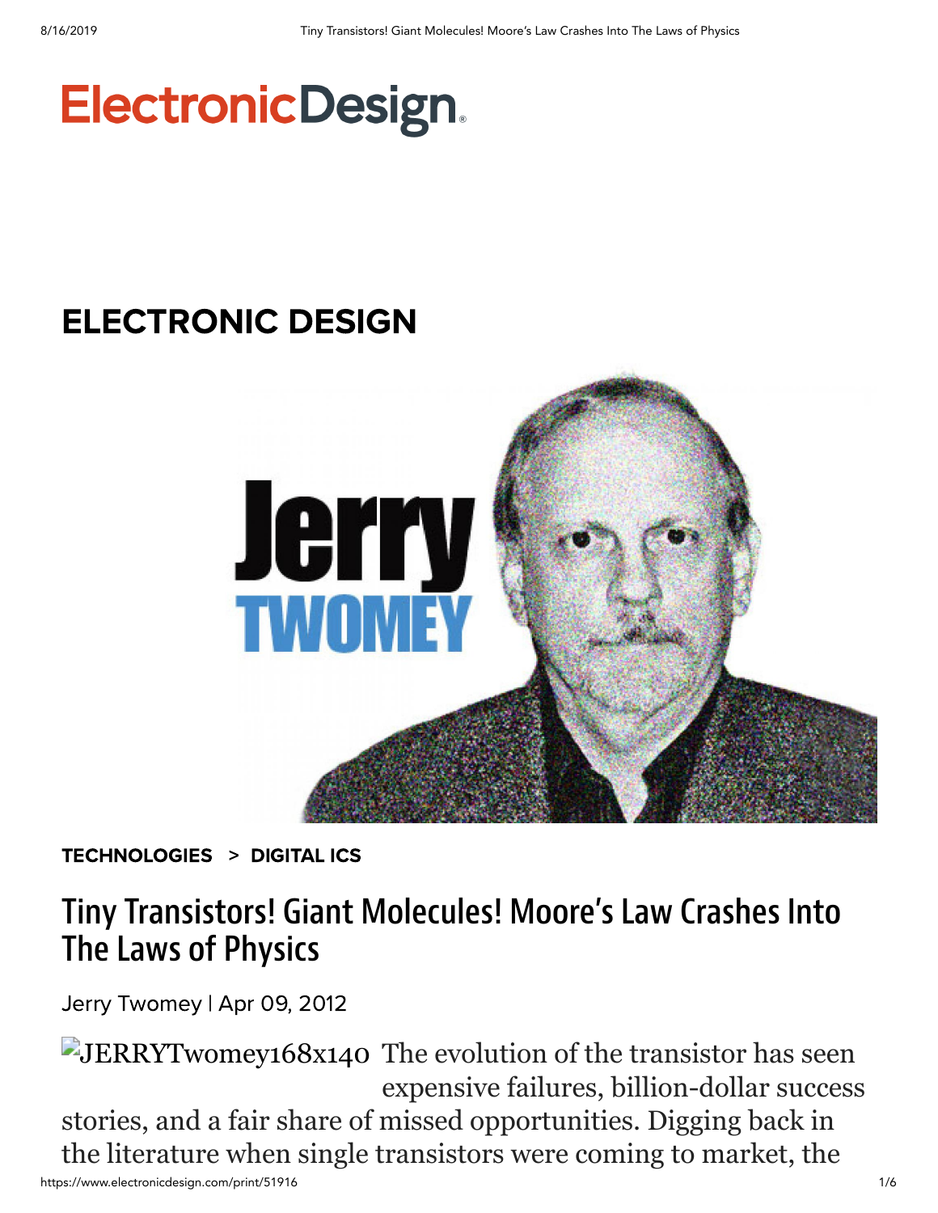# ElectronicDesign

## ELECTRONIC DESIGN

TECHNOLOGIES > DIGITAL ICS

# Tiny Transistors! Giant Molecules! Moore's Law Crashes Into The Laws of Physics

Jerry Twomey | Apr 09, 2012

JERRYTwomey168x140 The evolution of the transistor has seen expensive failures, billion-dollar success stories, and a fair share of missed opportunities. Digging back in the literature when single transistors were coming to market, the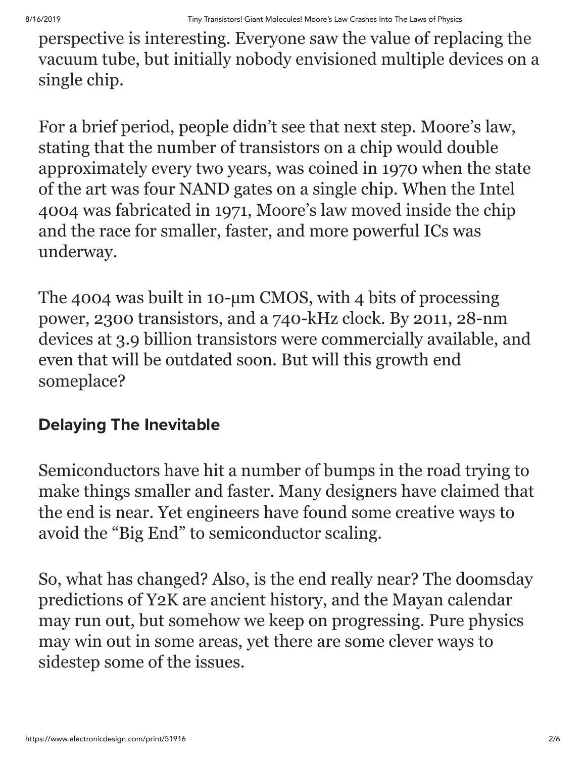perspective is interesting. Everyone saw the value of replacing the vacuum tube, but initially nobody envisioned multiple devices on a single chip.

For a brief period, people didn't see that next step. Moore's law, stating that the number of transistors on a chip would double approximately every two years, was coined in 1970 when the state of the art was four NAND gates on a single chip. When the Intel 4004 was fabricated in 1971, Moore's law moved inside the chip and the race for smaller, faster, and more powerful ICs was underway.

The 4004 was built in 10-µm CMOS, with 4 bits of processing power, 2300 transistors, and a 740-kHz clock. By 2011, 28-nm devices at 3.9 billion transistors were commercially available, and even that will be outdated soon. But will this growth end someplace?

## Delaying The Inevitable

Semiconductors have hit a number of bumps in the road trying to make things smaller and faster. Many designers have claimed that the end is near. Yet engineers have found some creative ways to avoid the "Big End" to semiconductor scaling.

So, what has changed? Also, is the end really near? The doomsday predictions of Y2K are ancient history, and the Mayan calendar may run out, but somehow we keep on progressing. Pure physics may win out in some areas, yet there are some clever ways to sidestep some of the issues.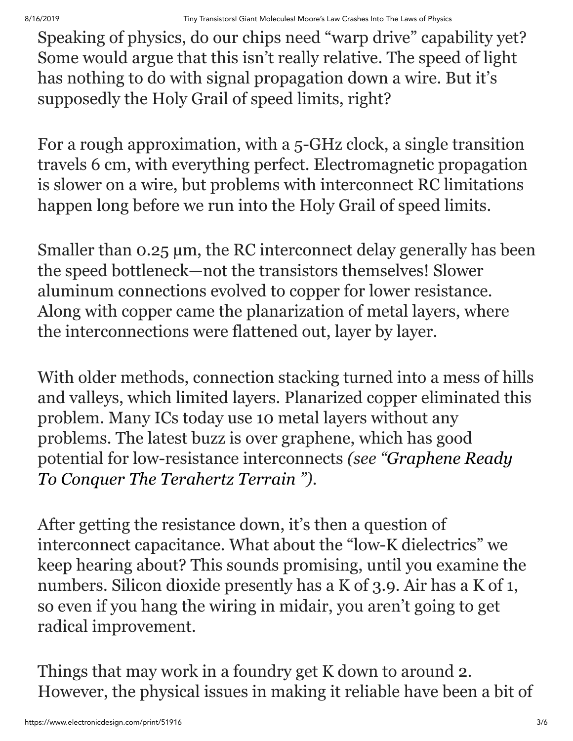Speaking of physics, do our chips need "warp drive" capability yet? Some would argue that this isn't really relative. The speed of light has nothing to do with signal propagation down a wire. But it's supposedly the Holy Grail of speed limits, right?

For a rough approximation, with a 5-GHz clock, a single transition travels 6 cm, with everything perfect. Electromagnetic propagation is slower on a wire, but problems with interconnect RC limitations happen long before we run into the Holy Grail of speed limits.

Smaller than 0.25 µm, the RC interconnect delay generally has been the speed bottleneck—not the transistors themselves! Slower aluminum connections evolved to copper for lower resistance. Along with copper came the planarization of metal layers, where the interconnections were flattened out, layer by layer.

With older methods, connection stacking turned into a mess of hills and valleys, which limited layers. Planarized copper eliminated this problem. Many ICs today use 10 metal layers without any problems. The latest buzz is over graphene, which has good potential for low-resistance interconnects *(see "Graphene Ready To Conquer The Terahertz Terrain ").*

After getting the resistance down, it's then a question of interconnect capacitance. What about the "low-K dielectrics" we keep hearing about? This sounds promising, until you examine the numbers. Silicon dioxide presently has a K of 3.9. Air has a K of 1, so even if you hang the wiring in midair, you aren't going to get radical improvement.

Things that may work in a foundry get K down to around 2. However, the physical issues in making it reliable have been a bit of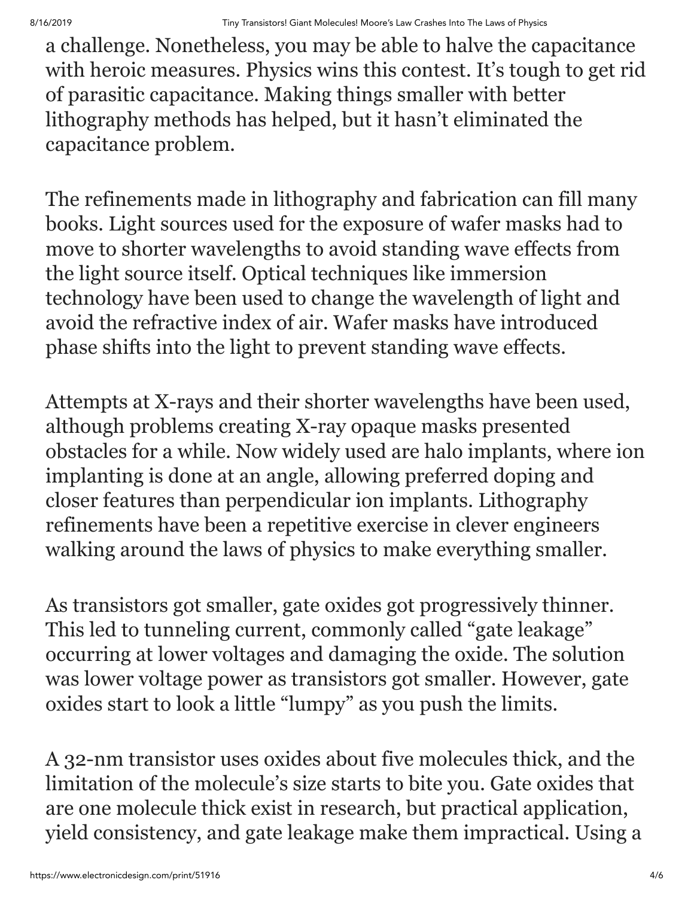a challenge. Nonetheless, you may be able to halve the capacitance with heroic measures. Physics wins this contest. It's tough to get rid of parasitic capacitance. Making things smaller with better lithography methods has helped, but it hasn't eliminated the capacitance problem.

The refinements made in lithography and fabrication can fill many books. Light sources used for the exposure of wafer masks had to move to shorter wavelengths to avoid standing wave effects from the light source itself. Optical techniques like immersion technology have been used to change the wavelength of light and avoid the refractive index of air. Wafer masks have introduced phase shifts into the light to prevent standing wave effects.

Attempts at X-rays and their shorter wavelengths have been used, although problems creating X-ray opaque masks presented obstacles for a while. Now widely used are halo implants, where ion implanting is done at an angle, allowing preferred doping and closer features than perpendicular ion implants. Lithography refinements have been a repetitive exercise in clever engineers walking around the laws of physics to make everything smaller.

As transistors got smaller, gate oxides got progressively thinner. This led to tunneling current, commonly called "gate leakage" occurring at lower voltages and damaging the oxide. The solution was lower voltage power as transistors got smaller. However, gate oxides start to look a little "lumpy" as you push the limits.

A 32-nm transistor uses oxides about five molecules thick, and the limitation of the molecule's size starts to bite you. Gate oxides that are one molecule thick exist in research, but practical application, yield consistency, and gate leakage make them impractical. Using a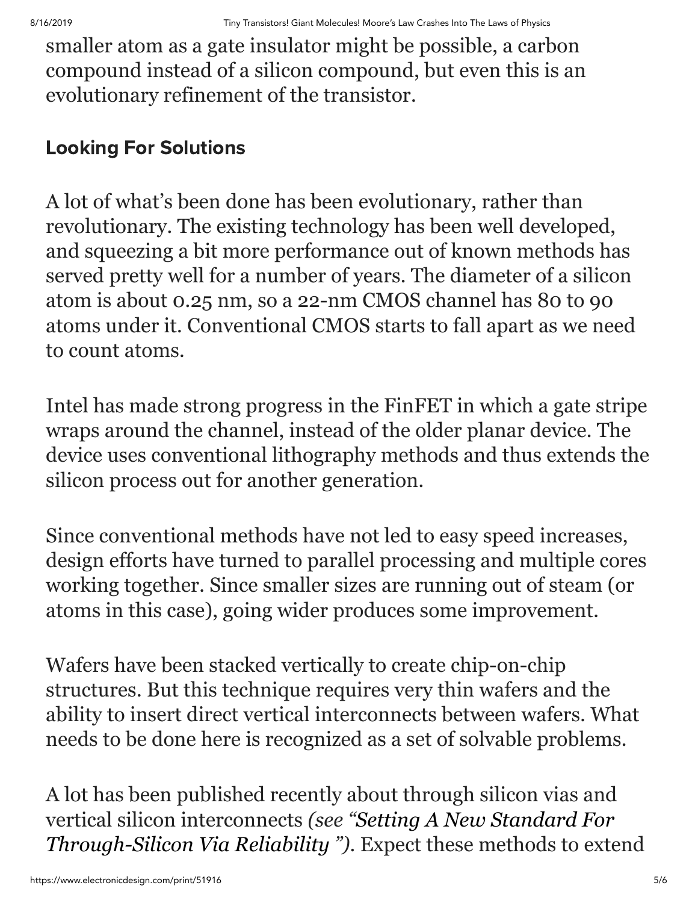smaller atom as a gate insulator might be possible, a carbon compound instead of a silicon compound, but even this is an evolutionary refinement of the transistor.

## Looking For Solutions

A lot of what's been done has been evolutionary, rather than revolutionary. The existing technology has been well developed, and squeezing a bit more performance out of known methods has served pretty well for a number of years. The diameter of a silicon atom is about 0.25 nm, so a 22-nm CMOS channel has 80 to 90 atoms under it. Conventional CMOS starts to fall apart as we need to count atoms.

Intel has made strong progress in the FinFET in which a gate stripe wraps around the channel, instead of the older planar device. The device uses conventional lithography methods and thus extends the silicon process out for another generation.

Since conventional methods have not led to easy speed increases, design efforts have turned to parallel processing and multiple cores working together. Since smaller sizes are running out of steam (or atoms in this case), going wider produces some improvement.

Wafers have been stacked vertically to create chip-on-chip structures. But this technique requires very thin wafers and the ability to insert direct vertical interconnects between wafers. What needs to be done here is recognized as a set of solvable problems.

A lot has been published recently about through silicon vias and vertical silicon interconnects *(see "Setting A New Standard For Through-Silicon Via Reliability ")*. Expect these methods to extend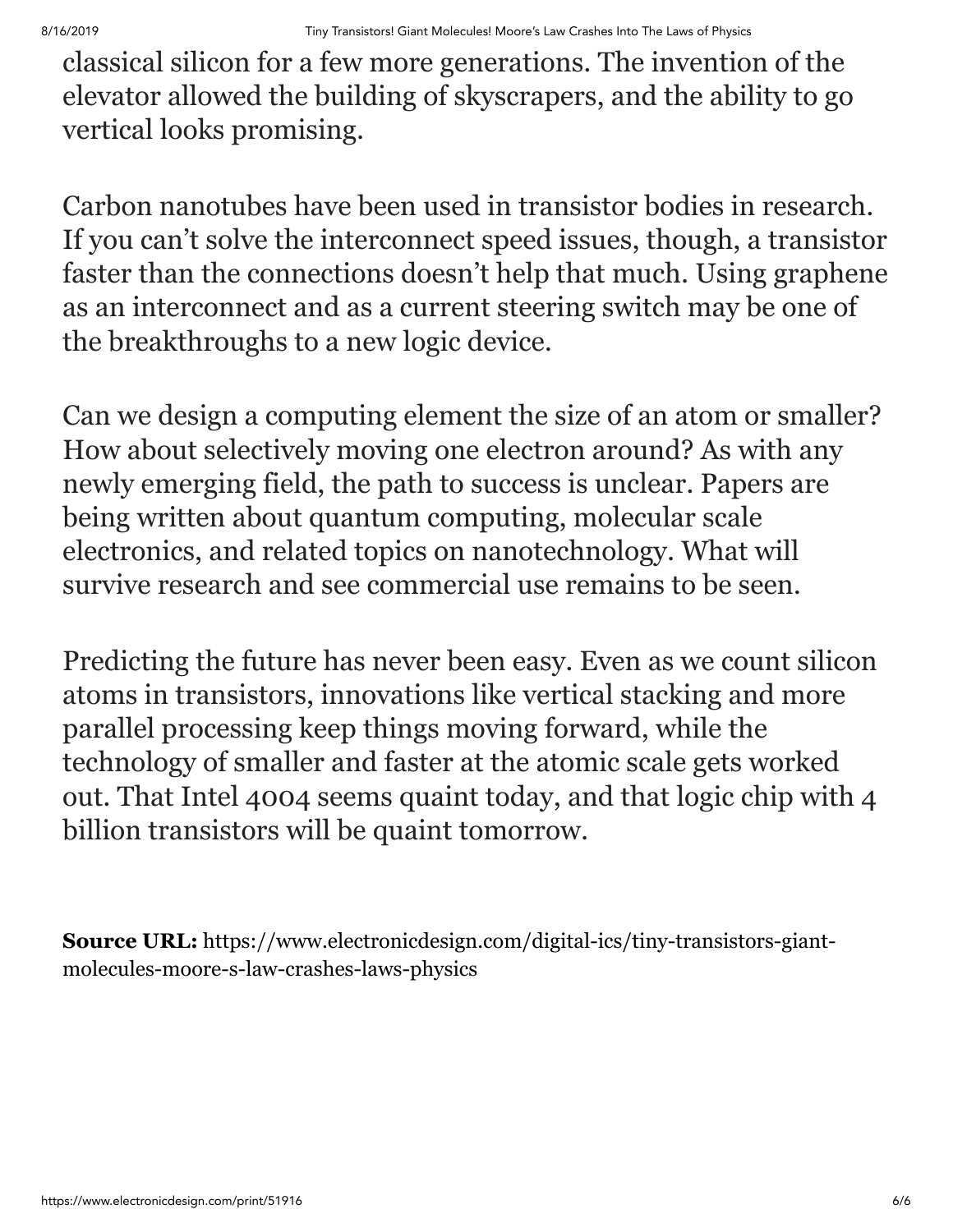classical silicon for a few more generations. The invention of the elevator allowed the building of skyscrapers, and the ability to go vertical looks promising.

Carbon nanotubes have been used in transistor bodies in research. If you can't solve the interconnect speed issues, though, a transistor faster than the connections doesn't help that much. Using graphene as an interconnect and as a current steering switch may be one of the breakthroughs to a new logic device.

Can we design a computing element the size of an atom or smaller? How about selectively moving one electron around? As with any newly emerging field, the path to success is unclear. Papers are being written about quantum computing, molecular scale electronics, and related topics on nanotechnology. What will survive research and see commercial use remains to be seen.

Predicting the future has never been easy. Even as we count silicon atoms in transistors, innovations like vertical stacking and more parallel processing keep things moving forward, while the technology of smaller and faster at the atomic scale gets worked out. That Intel 4004 seems quaint today, and that logic chip with 4 billion transistors will be quaint tomorrow.

**Source URL:** https://www.electronicdesign.com/digital-ics/tiny-transistors-giant-molecules-moore-s-law-crashes-laws-physics